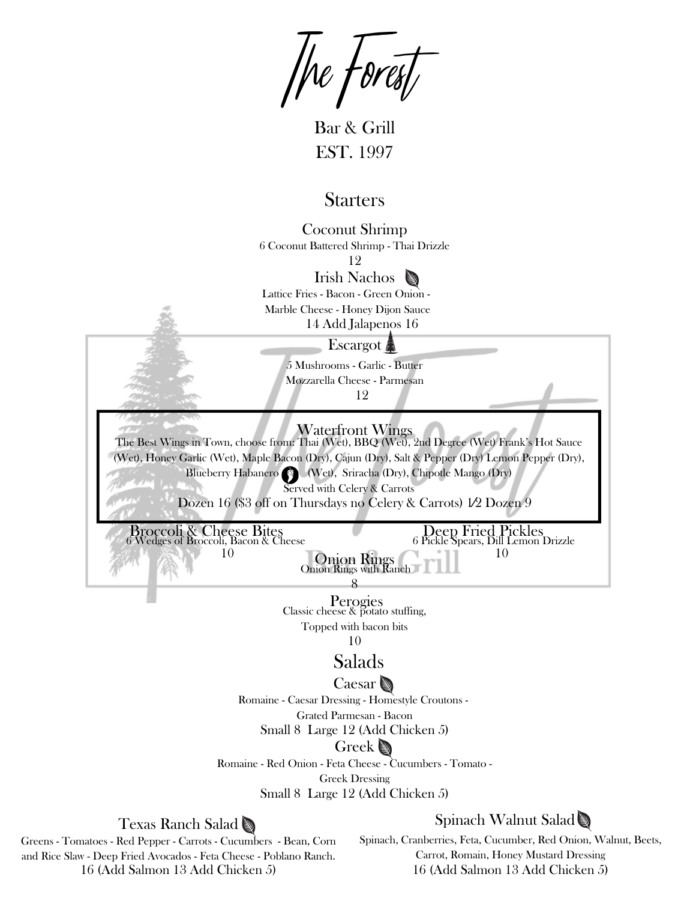# The Forest

Bar & Grill
EST. 1997

## Starters

### Coconut Shrimp
6 Coconut Battered Shrimp - Thai Drizzle
12

### Irish Nachos
Lattice Fries - Bacon - Green Onion - Marble Cheese - Honey Dijon Sauce
14 Add Jalapenos 16

### Escargot
5 Mushrooms - Garlic - Butter
Mozzarella Cheese - Parmesan
12

### Waterfront Wings
The Best Wings in Town, choose from: Thai (Wet), BBQ (Wet), 2nd Degree (Wet) Frank's Hot Sauce (Wet), Honey Garlic (Wet), Maple Bacon (Dry), Cajun (Dry), Salt & Pepper (Dry) Lemon Pepper (Dry), Blueberry Habanero (Wet), Sriracha (Dry), Chipotle Mango (Dry)
Served with Celery & Carrots
Dozen 16 ($3 off on Thursdays no Celery & Carrots) 1⁄2 Dozen 9

### Broccoli & Cheese Bites
6 Wedges of Broccoli, Bacon & Cheese
10

### Deep Fried Pickles
6 Pickle Spears, Dill Lemon Drizzle
10

### Onion Rings
Onion Rings with Ranch
8

### Perogies
Classic cheese & potato stuffing,
Topped with bacon bits
10

## Salads

### Caesar
Romaine - Caesar Dressing - Homestyle Croutons - Grated Parmesan - Bacon
Small 8 Large 12 (Add Chicken 5)

### Greek
Romaine - Red Onion - Feta Cheese - Cucumbers - Tomato - Greek Dressing
Small 8 Large 12 (Add Chicken 5)

### Texas Ranch Salad
Greens - Tomatoes - Red Pepper - Carrots - Cucumbers - Bean, Corn and Rice Slaw - Deep Fried Avocados - Feta Cheese - Poblano Ranch.
16 (Add Salmon 13 Add Chicken 5)

### Spinach Walnut Salad
Spinach, Cranberries, Feta, Cucumber, Red Onion, Walnut, Beets, Carrot, Romain, Honey Mustard Dressing
16 (Add Salmon 13 Add Chicken 5)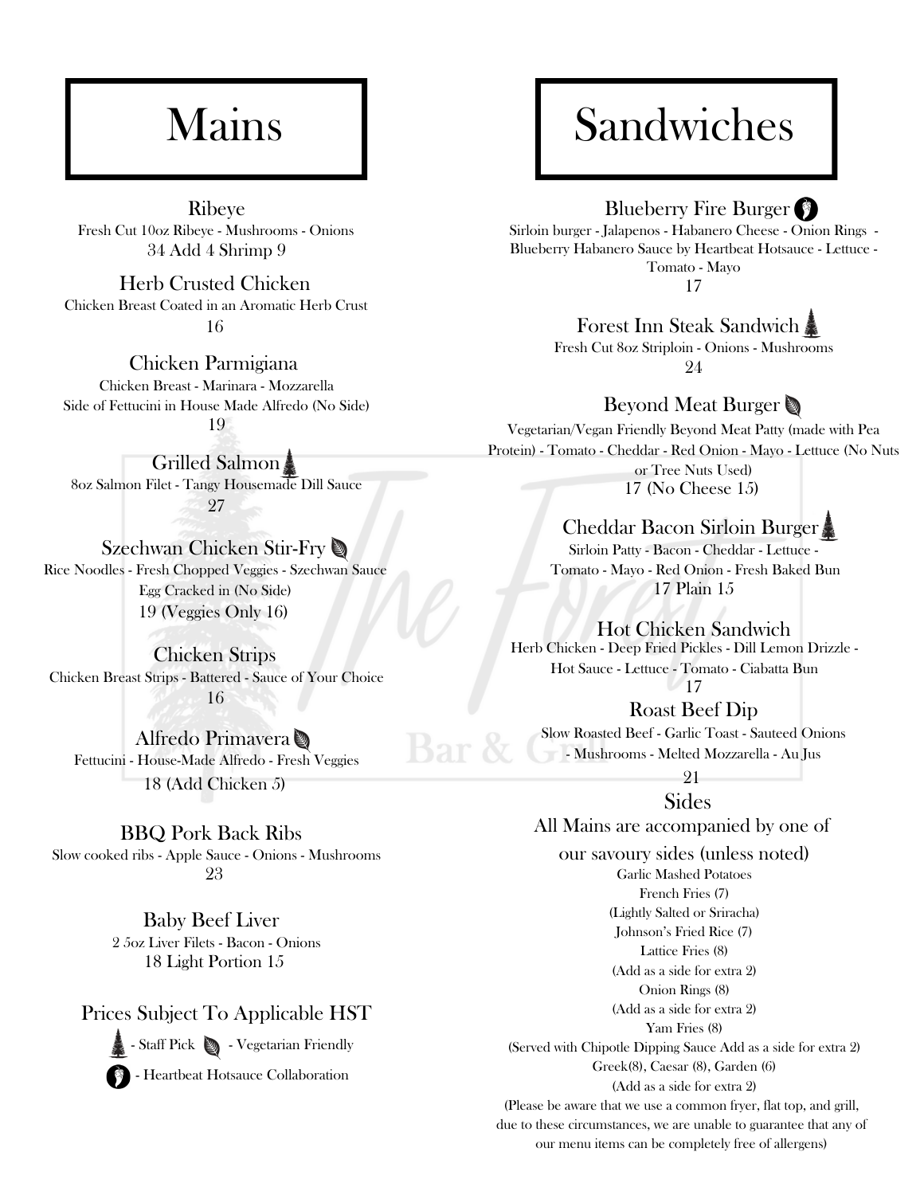# Mains

### Ribeye
Fresh Cut 10oz Ribeye - Mushrooms - Onions
34 Add 4 Shrimp 9

### Herb Crusted Chicken
Chicken Breast Coated in an Aromatic Herb Crust
16

### Chicken Parmigiana
Chicken Breast - Marinara - Mozzarella
Side of Fettucini in House Made Alfredo (No Side)
19

### Grilled Salmon
8oz Salmon Filet - Tangy Housemade Dill Sauce
27

### Szechwan Chicken Stir-Fry
Rice Noodles - Fresh Chopped Veggies - Szechwan Sauce
Egg Cracked in (No Side)
19 (Veggies Only 16)

### Chicken Strips
Chicken Breast Strips - Battered - Sauce of Your Choice
16

### Alfredo Primavera
Fettucini - House-Made Alfredo - Fresh Veggies
18 (Add Chicken 5)

### BBQ Pork Back Ribs
Slow cooked ribs - Apple Sauce - Onions - Mushrooms
23

### Baby Beef Liver
2 5oz Liver Filets - Bacon - Onions
18 Light Portion 15

Prices Subject To Applicable HST

- Staff Pick
- Vegetarian Friendly
- Heartbeat Hotsauce Collaboration

# Sandwiches

### Blueberry Fire Burger
Sirloin burger - Jalapenos - Habanero Cheese - Onion Rings - Blueberry Habanero Sauce by Heartbeat Hotsauce - Lettuce - Tomato - Mayo
17

### Forest Inn Steak Sandwich
Fresh Cut 8oz Striploin - Onions - Mushrooms
24

### Beyond Meat Burger
Vegetarian/Vegan Friendly Beyond Meat Patty (made with Pea Protein) - Tomato - Cheddar - Red Onion - Mayo - Lettuce (No Nuts or Tree Nuts Used)
17 (No Cheese 15)

### Cheddar Bacon Sirloin Burger
Sirloin Patty - Bacon - Cheddar - Lettuce - Tomato - Mayo - Red Onion - Fresh Baked Bun
17 Plain 15

### Hot Chicken Sandwich
Herb Chicken - Deep Fried Pickles - Dill Lemon Drizzle - Hot Sauce - Lettuce - Tomato - Ciabatta Bun
17

### Roast Beef Dip
Slow Roasted Beef - Garlic Toast - Sauteed Onions - Mushrooms - Melted Mozzarella - Au Jus
21

## Sides
All Mains are accompanied by one of our savoury sides (unless noted)

Garlic Mashed Potatoes
French Fries (7)
(Lightly Salted or Sriracha)
Johnson's Fried Rice (7)
Lattice Fries (8)
(Add as a side for extra 2)
Onion Rings (8)
(Add as a side for extra 2)
Yam Fries (8)
(Served with Chipotle Dipping Sauce Add as a side for extra 2)
Greek(8), Caesar (8), Garden (6)
(Add as a side for extra 2)

(Please be aware that we use a common fryer, flat top, and grill, due to these circumstances, we are unable to guarantee that any of our menu items can be completely free of allergens)